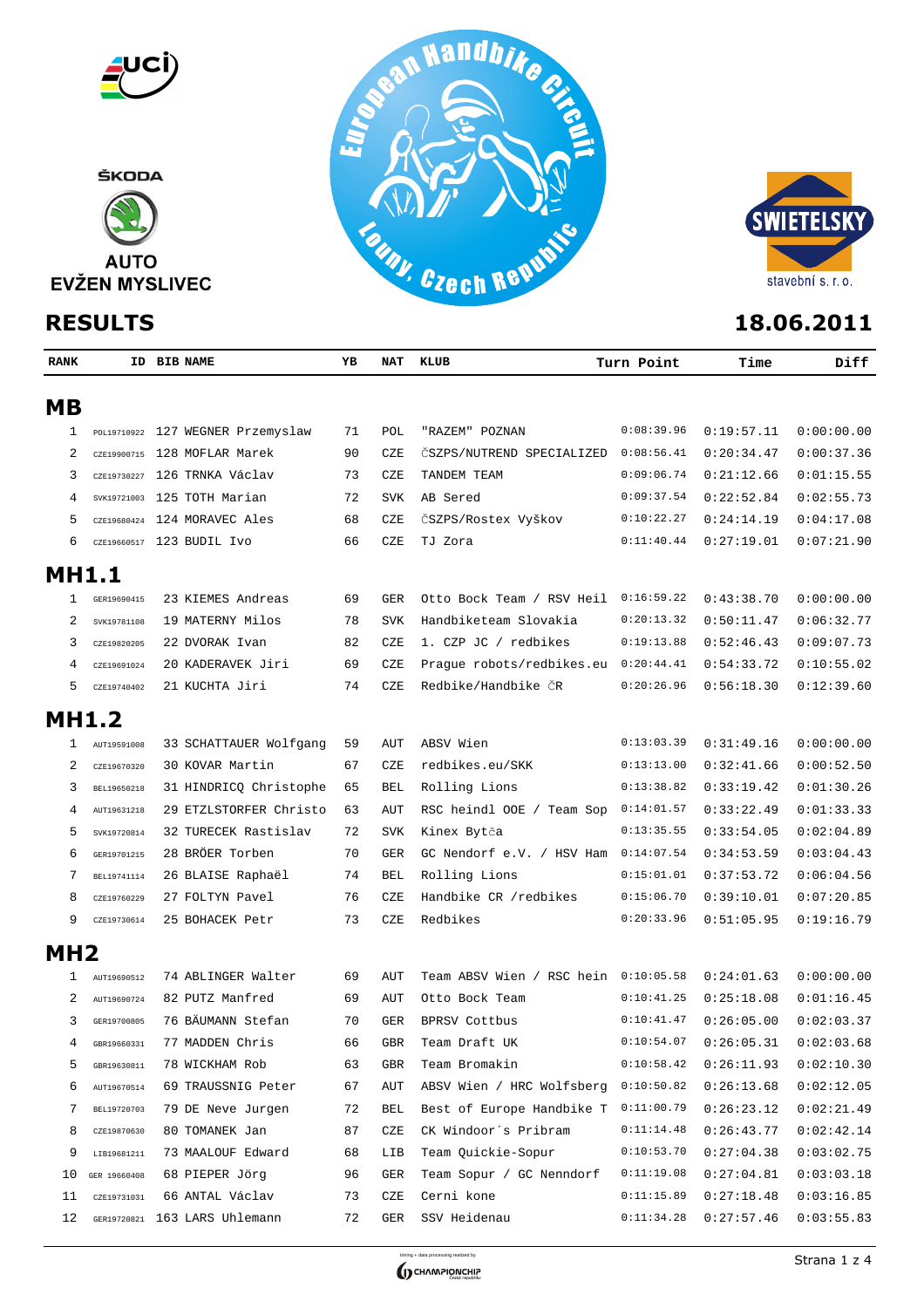# RESULTS

**18.06.2011**

| RANK | ID | BIB | NAME | YB | NAT | KLUB | Turn Point | Time | Diff |
|---|---|---|---|---|---|---|---|---|---|
| **MB** | | | | | | | | | |
| 1 | POL19710922 | 127 | WEGNER Przemyslaw | 71 | POL | "RAZEM" POZNAN | 0:08:39.96 | 0:19:57.11 | 0:00:00.00 |
| 2 | CZE19900715 | 128 | MOFLAR Marek | 90 | CZE | ČSZPS/NUTREND SPECIALIZED | 0:08:56.41 | 0:20:34.47 | 0:00:37.36 |
| 3 | CZE19730227 | 126 | TRNKA Václav | 73 | CZE | TANDEM TEAM | 0:09:06.74 | 0:21:12.66 | 0:01:15.55 |
| 4 | SVK19721003 | 125 | TOTH Marian | 72 | SVK | AB Sered | 0:09:37.54 | 0:22:52.84 | 0:02:55.73 |
| 5 | CZE19680424 | 124 | MORAVEC Ales | 68 | CZE | ČSZPS/Rostex Vyškov | 0:10:22.27 | 0:24:14.19 | 0:04:17.08 |
| 6 | CZE19660517 | 123 | BUDIL Ivo | 66 | CZE | TJ Zora | 0:11:40.44 | 0:27:19.01 | 0:07:21.90 |
| **MH1.1** | | | | | | | | | |
| 1 | GER19690415 | 23 | KIEMES Andreas | 69 | GER | Otto Bock Team / RSV Heil | 0:16:59.22 | 0:43:38.70 | 0:00:00.00 |
| 2 | SVK19781108 | 19 | MATERNY Milos | 78 | SVK | Handbiketeam Slovakia | 0:20:13.32 | 0:50:11.47 | 0:06:32.77 |
| 3 | CZE19820205 | 22 | DVORAK Ivan | 82 | CZE | 1. CZP JC / redbikes | 0:19:13.88 | 0:52:46.43 | 0:09:07.73 |
| 4 | CZE19691024 | 20 | KADERAVEK Jiri | 69 | CZE | Prague robots/redbikes.eu | 0:20:44.41 | 0:54:33.72 | 0:10:55.02 |
| 5 | CZE19740402 | 21 | KUCHTA Jiri | 74 | CZE | Redbike/Handbike ČR | 0:20:26.96 | 0:56:18.30 | 0:12:39.60 |
| **MH1.2** | | | | | | | | | |
| 1 | AUT19591008 | 33 | SCHATTAUER Wolfgang | 59 | AUT | ABSV Wien | 0:13:03.39 | 0:31:49.16 | 0:00:00.00 |
| 2 | CZE19670320 | 30 | KOVAR Martin | 67 | CZE | redbikes.eu/SKK | 0:13:13.00 | 0:32:41.66 | 0:00:52.50 |
| 3 | BEL19650218 | 31 | HINDRICQ Christophe | 65 | BEL | Rolling Lions | 0:13:38.82 | 0:33:19.42 | 0:01:30.26 |
| 4 | AUT19631218 | 29 | ETZLSTORFER Christo | 63 | AUT | RSC heindl OOE / Team Sop | 0:14:01.57 | 0:33:22.49 | 0:01:33.33 |
| 5 | SVK19720814 | 32 | TURECEK Rastislav | 72 | SVK | Kinex Bytča | 0:13:35.55 | 0:33:54.05 | 0:02:04.89 |
| 6 | GER19701215 | 28 | BRÖER Torben | 70 | GER | GC Nendorf e.V. / HSV Ham | 0:14:07.54 | 0:34:53.59 | 0:03:04.43 |
| 7 | BEL19741114 | 26 | BLAISE Raphaël | 74 | BEL | Rolling Lions | 0:15:01.01 | 0:37:53.72 | 0:06:04.56 |
| 8 | CZE19760229 | 27 | FOLTYN Pavel | 76 | CZE | Handbike CR /redbikes | 0:15:06.70 | 0:39:10.01 | 0:07:20.85 |
| 9 | CZE19730614 | 25 | BOHACEK Petr | 73 | CZE | Redbikes | 0:20:33.96 | 0:51:05.95 | 0:19:16.79 |
| **MH2** | | | | | | | | | |
| 1 | AUT19690512 | 74 | ABLINGER Walter | 69 | AUT | Team ABSV Wien / RSC hein | 0:10:05.58 | 0:24:01.63 | 0:00:00.00 |
| 2 | AUT19690724 | 82 | PUTZ Manfred | 69 | AUT | Otto Bock Team | 0:10:41.25 | 0:25:18.08 | 0:01:16.45 |
| 3 | GER19700805 | 76 | BÄUMANN Stefan | 70 | GER | BPRSV Cottbus | 0:10:41.47 | 0:26:05.00 | 0:02:03.37 |
| 4 | GBR19660331 | 77 | MADDEN Chris | 66 | GBR | Team Draft UK | 0:10:54.07 | 0:26:05.31 | 0:02:03.68 |
| 5 | GBR19630811 | 78 | WICKHAM Rob | 63 | GBR | Team Bromakin | 0:10:58.42 | 0:26:11.93 | 0:02:10.30 |
| 6 | AUT19670514 | 69 | TRAUSSNIG Peter | 67 | AUT | ABSV Wien / HRC Wolfsberg | 0:10:50.82 | 0:26:13.68 | 0:02:12.05 |
| 7 | BEL19720703 | 79 | DE Neve Jurgen | 72 | BEL | Best of Europe Handbike T | 0:11:00.79 | 0:26:23.12 | 0:02:21.49 |
| 8 | CZE19870630 | 80 | TOMANEK Jan | 87 | CZE | CK Windoor´s Pribram | 0:11:14.48 | 0:26:43.77 | 0:02:42.14 |
| 9 | LIB19681211 | 73 | MAALOUF Edward | 68 | LIB | Team Quickie-Sopur | 0:10:53.70 | 0:27:04.38 | 0:03:02.75 |
| 10 | GER 19660408 | 68 | PIEPER Jörg | 96 | GER | Team Sopur / GC Nenndorf | 0:11:19.08 | 0:27:04.81 | 0:03:03.18 |
| 11 | CZE19731031 | 66 | ANTAL Václav | 73 | CZE | Cerni kone | 0:11:15.89 | 0:27:18.48 | 0:03:16.85 |
| 12 | GER19720821 | 163 | LARS Uhlemann | 72 | GER | SSV Heidenau | 0:11:34.28 | 0:27:57.46 | 0:03:55.83 |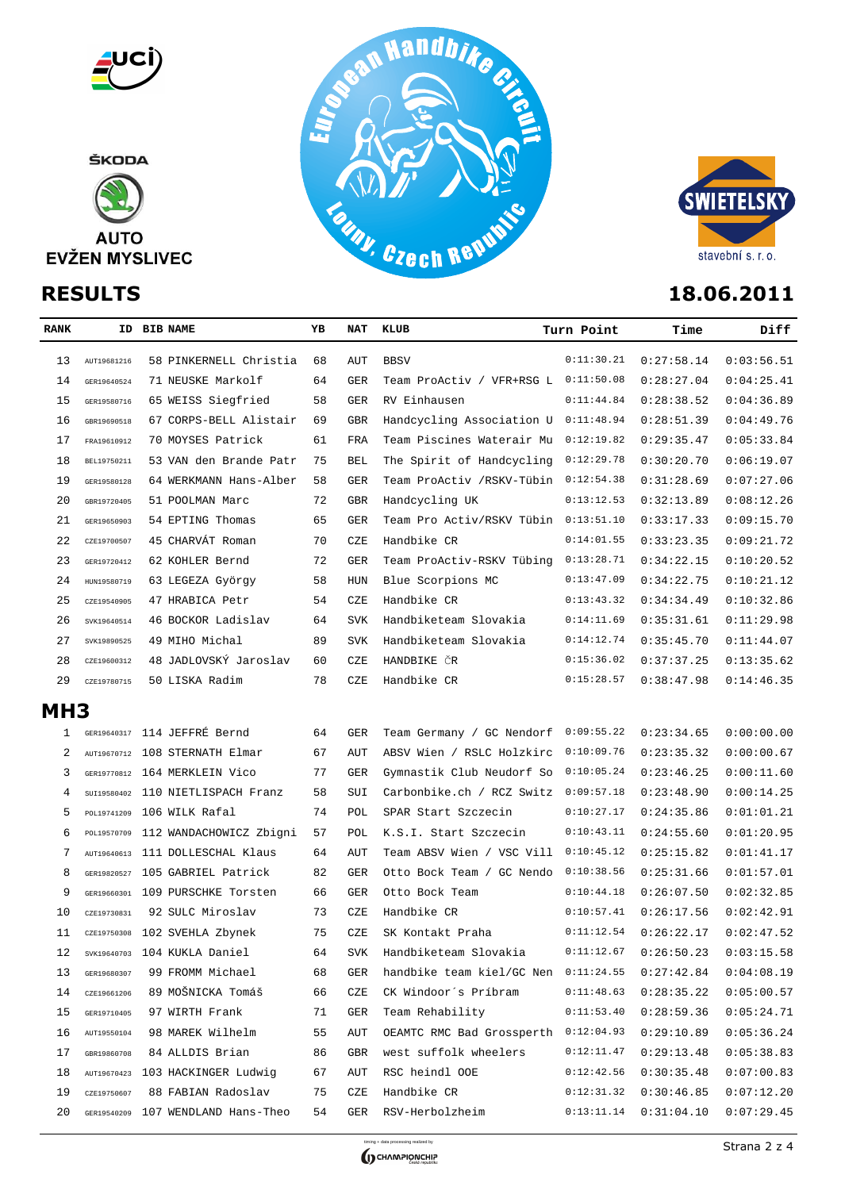ŠKODA

AUTO
EVŽEN MYSLIVEC

European Handbike Circuit
Louny, Czech Republic

SWIETELSKY
stavební s. r. o.

# RESULTS

**18.06.2011**

| RANK | ID | BIB | NAME | YB | NAT | KLUB | Turn Point | Time | Diff |
|---|---|---|---|---|---|---|---|---|---|
| 13 | AUT19681216 | 58 | PINKERNELL Christia | 68 | AUT | BBSV | 0:11:30.21 | 0:27:58.14 | 0:03:56.51 |
| 14 | GER19640524 | 71 | NEUSKE Markolf | 64 | GER | Team ProActiv / VFR+RSG L | 0:11:50.08 | 0:28:27.04 | 0:04:25.41 |
| 15 | GER19580716 | 65 | WEISS Siegfried | 58 | GER | RV Einhausen | 0:11:44.84 | 0:28:38.52 | 0:04:36.89 |
| 16 | GBR19690518 | 67 | CORPS-BELL Alistair | 69 | GBR | Handcycling Association U | 0:11:48.94 | 0:28:51.39 | 0:04:49.76 |
| 17 | FRA19610912 | 70 | MOYSES Patrick | 61 | FRA | Team Piscines Waterair Mu | 0:12:19.82 | 0:29:35.47 | 0:05:33.84 |
| 18 | BEL19750211 | 53 | VAN den Brande Patr | 75 | BEL | The Spirit of Handcycling | 0:12:29.78 | 0:30:20.70 | 0:06:19.07 |
| 19 | GER19580128 | 64 | WERKMANN Hans-Alber | 58 | GER | Team ProActiv /RSKV-Tübin | 0:12:54.38 | 0:31:28.69 | 0:07:27.06 |
| 20 | GBR19720405 | 51 | POOLMAN Marc | 72 | GBR | Handcycling UK | 0:13:12.53 | 0:32:13.89 | 0:08:12.26 |
| 21 | GER19650903 | 54 | EPTING Thomas | 65 | GER | Team Pro Activ/RSKV Tübin | 0:13:51.10 | 0:33:17.33 | 0:09:15.70 |
| 22 | CZE19700507 | 45 | CHARVÁT Roman | 70 | CZE | Handbike CR | 0:14:01.55 | 0:33:23.35 | 0:09:21.72 |
| 23 | GER19720412 | 62 | KOHLER Bernd | 72 | GER | Team ProActiv-RSKV Tübing | 0:13:28.71 | 0:34:22.15 | 0:10:20.52 |
| 24 | HUN19580719 | 63 | LEGEZA György | 58 | HUN | Blue Scorpions MC | 0:13:47.09 | 0:34:22.75 | 0:10:21.12 |
| 25 | CZE19540905 | 47 | HRABICA Petr | 54 | CZE | Handbike CR | 0:13:43.32 | 0:34:34.49 | 0:10:32.86 |
| 26 | SVK19640514 | 46 | BOCKOR Ladislav | 64 | SVK | Handbiketeam Slovakia | 0:14:11.69 | 0:35:31.61 | 0:11:29.98 |
| 27 | SVK19890525 | 49 | MIHO Michal | 89 | SVK | Handbiketeam Slovakia | 0:14:12.74 | 0:35:45.70 | 0:11:44.07 |
| 28 | CZE19600312 | 48 | JADLOVSKÝ Jaroslav | 60 | CZE | HANDBIKE ČR | 0:15:36.02 | 0:37:37.25 | 0:13:35.62 |
| 29 | CZE19780715 | 50 | LISKA Radim | 78 | CZE | Handbike CR | 0:15:28.57 | 0:38:47.98 | 0:14:46.35 |

## MH3

| RANK | ID | BIB | NAME | YB | NAT | KLUB | Turn Point | Time | Diff |
|---|---|---|---|---|---|---|---|---|---|
| 1 | GER19640317 | 114 | JEFFRÉ Bernd | 64 | GER | Team Germany / GC Nendorf | 0:09:55.22 | 0:23:34.65 | 0:00:00.00 |
| 2 | AUT19670712 | 108 | STERNATH Elmar | 67 | AUT | ABSV Wien / RSLC Holzkirc | 0:10:09.76 | 0:23:35.32 | 0:00:00.67 |
| 3 | GER19770812 | 164 | MERKLEIN Vico | 77 | GER | Gymnastik Club Neudorf So | 0:10:05.24 | 0:23:46.25 | 0:00:11.60 |
| 4 | SUI19580402 | 110 | NIETLISPACH Franz | 58 | SUI | Carbonbike.ch / RCZ Switz | 0:09:57.18 | 0:23:48.90 | 0:00:14.25 |
| 5 | POL19741209 | 106 | WILK Rafal | 74 | POL | SPAR Start Szczecin | 0:10:27.17 | 0:24:35.86 | 0:01:01.21 |
| 6 | POL19570709 | 112 | WANDACHOWICZ Zbigni | 57 | POL | K.S.I. Start Szczecin | 0:10:43.11 | 0:24:55.60 | 0:01:20.95 |
| 7 | AUT19640613 | 111 | DOLLESCHAL Klaus | 64 | AUT | Team ABSV Wien / VSC Vill | 0:10:45.12 | 0:25:15.82 | 0:01:41.17 |
| 8 | GER19820527 | 105 | GABRIEL Patrick | 82 | GER | Otto Bock Team / GC Nendo | 0:10:38.56 | 0:25:31.66 | 0:01:57.01 |
| 9 | GER19660301 | 109 | PURSCHKE Torsten | 66 | GER | Otto Bock Team | 0:10:44.18 | 0:26:07.50 | 0:02:32.85 |
| 10 | CZE19730831 | 92 | SULC Miroslav | 73 | CZE | Handbike CR | 0:10:57.41 | 0:26:17.56 | 0:02:42.91 |
| 11 | CZE19750308 | 102 | SVEHLA Zbynek | 75 | CZE | SK Kontakt Praha | 0:11:12.54 | 0:26:22.17 | 0:02:47.52 |
| 12 | SVK19640703 | 104 | KUKLA Daniel | 64 | SVK | Handbiketeam Slovakia | 0:11:12.67 | 0:26:50.23 | 0:03:15.58 |
| 13 | GER19680307 | 99 | FROMM Michael | 68 | GER | handbike team kiel/GC Nen | 0:11:24.55 | 0:27:42.84 | 0:04:08.19 |
| 14 | CZE19661206 | 89 | MOŠNICKA Tomáš | 66 | CZE | CK Windoor´s Príbram | 0:11:48.63 | 0:28:35.22 | 0:05:00.57 |
| 15 | GER19710405 | 97 | WIRTH Frank | 71 | GER | Team Rehability | 0:11:53.40 | 0:28:59.36 | 0:05:24.71 |
| 16 | AUT19550104 | 98 | MAREK Wilhelm | 55 | AUT | OEAMTC RMC Bad Grossperth | 0:12:04.93 | 0:29:10.89 | 0:05:36.24 |
| 17 | GBR19860708 | 84 | ALLDIS Brian | 86 | GBR | west suffolk wheelers | 0:12:11.47 | 0:29:13.48 | 0:05:38.83 |
| 18 | AUT19670423 | 103 | HACKINGER Ludwig | 67 | AUT | RSC heindl OOE | 0:12:42.56 | 0:30:35.48 | 0:07:00.83 |
| 19 | CZE19750607 | 88 | FABIAN Radoslav | 75 | CZE | Handbike CR | 0:12:31.32 | 0:30:46.85 | 0:07:12.20 |
| 20 | GER19540209 | 107 | WENDLAND Hans-Theo | 54 | GER | RSV-Herbolzheim | 0:13:11.14 | 0:31:04.10 | 0:07:29.45 |

timing + data processing realized by CHAMPIONCHIP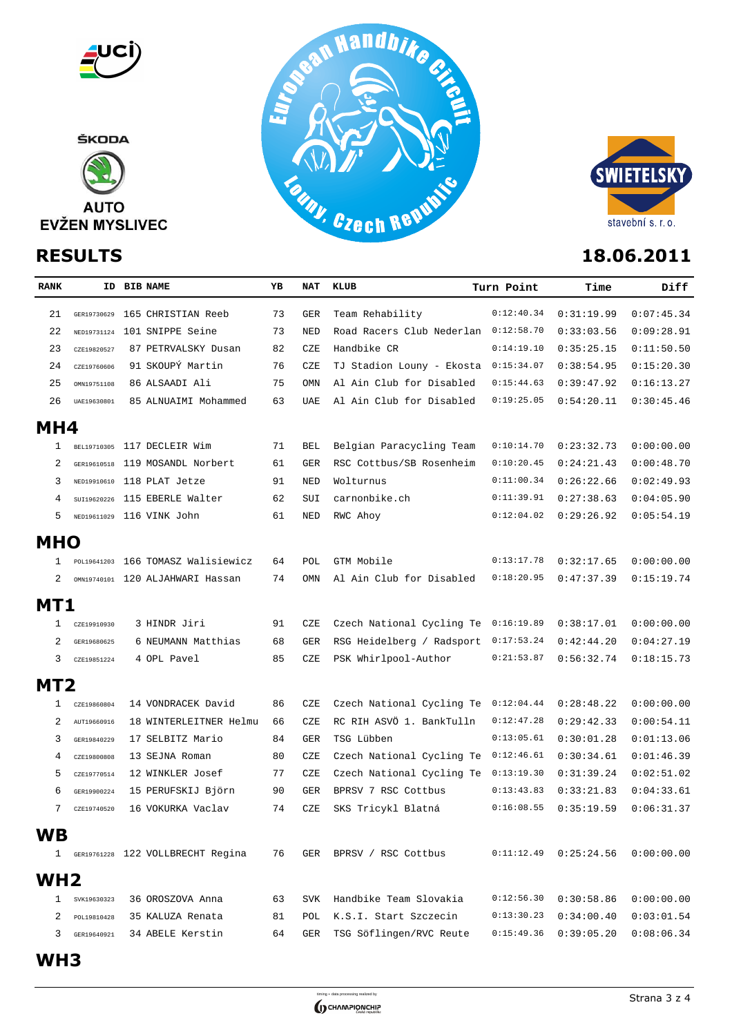ŠKODA

AUTO
EVŽEN MYSLIVEC

European Handbike Circuit
Louny, Czech Republic

SWIETELSKY
stavební s. r. o.

# RESULTS

**18.06.2011**

| RANK | ID | BIB | NAME | YB | NAT | KLUB | Turn Point | Time | Diff |
|---|---|---|---|---|---|---|---|---|---|
| 21 | GER19730629 | 165 | CHRISTIAN Reeb | 73 | GER | Team Rehability | 0:12:40.34 | 0:31:19.99 | 0:07:45.34 |
| 22 | NED19731124 | 101 | SNIPPE Seine | 73 | NED | Road Racers Club Nederlan | 0:12:58.70 | 0:33:03.56 | 0:09:28.91 |
| 23 | CZE19820527 | 87 | PETRVALSKY Dusan | 82 | CZE | Handbike CR | 0:14:19.10 | 0:35:25.15 | 0:11:50.50 |
| 24 | CZE19760606 | 91 | SKOUPÝ Martin | 76 | CZE | TJ Stadion Louny - Ekosta | 0:15:34.07 | 0:38:54.95 | 0:15:20.30 |
| 25 | OMN19751108 | 86 | ALSAADI Ali | 75 | OMN | Al Ain Club for Disabled | 0:15:44.63 | 0:39:47.92 | 0:16:13.27 |
| 26 | UAE19630801 | 85 | ALNUAIMI Mohammed | 63 | UAE | Al Ain Club for Disabled | 0:19:25.05 | 0:54:20.11 | 0:30:45.46 |

## MH4

| RANK | ID | BIB | NAME | YB | NAT | KLUB | Turn Point | Time | Diff |
|---|---|---|---|---|---|---|---|---|---|
| 1 | BEL19710305 | 117 | DECLEIR Wim | 71 | BEL | Belgian Paracycling Team | 0:10:14.70 | 0:23:32.73 | 0:00:00.00 |
| 2 | GER19610518 | 119 | MOSANDL Norbert | 61 | GER | RSC Cottbus/SB Rosenheim | 0:10:20.45 | 0:24:21.43 | 0:00:48.70 |
| 3 | NED19910610 | 118 | PLAT Jetze | 91 | NED | Wolturnus | 0:11:00.34 | 0:26:22.66 | 0:02:49.93 |
| 4 | SUI19620226 | 115 | EBERLE Walter | 62 | SUI | carnonbike.ch | 0:11:39.91 | 0:27:38.63 | 0:04:05.90 |
| 5 | NED19611029 | 116 | VINK John | 61 | NED | RWC Ahoy | 0:12:04.02 | 0:29:26.92 | 0:05:54.19 |

## MHO

| RANK | ID | BIB | NAME | YB | NAT | KLUB | Turn Point | Time | Diff |
|---|---|---|---|---|---|---|---|---|---|
| 1 | POL19641203 | 166 | TOMASZ Walisiewicz | 64 | POL | GTM Mobile | 0:13:17.78 | 0:32:17.65 | 0:00:00.00 |
| 2 | OMN19740101 | 120 | ALJAHWARI Hassan | 74 | OMN | Al Ain Club for Disabled | 0:18:20.95 | 0:47:37.39 | 0:15:19.74 |

## MT1

| RANK | ID | BIB | NAME | YB | NAT | KLUB | Turn Point | Time | Diff |
|---|---|---|---|---|---|---|---|---|---|
| 1 | CZE19910930 | 3 | HINDR Jiri | 91 | CZE | Czech National Cycling Te | 0:16:19.89 | 0:38:17.01 | 0:00:00.00 |
| 2 | GER19680625 | 6 | NEUMANN Matthias | 68 | GER | RSG Heidelberg / Radsport | 0:17:53.24 | 0:42:44.20 | 0:04:27.19 |
| 3 | CZE19851224 | 4 | OPL Pavel | 85 | CZE | PSK Whirlpool-Author | 0:21:53.87 | 0:56:32.74 | 0:18:15.73 |

## MT2

| RANK | ID | BIB | NAME | YB | NAT | KLUB | Turn Point | Time | Diff |
|---|---|---|---|---|---|---|---|---|---|
| 1 | CZE19860804 | 14 | VONDRACEK David | 86 | CZE | Czech National Cycling Te | 0:12:04.44 | 0:28:48.22 | 0:00:00.00 |
| 2 | AUT19660916 | 18 | WINTERLEITNER Helmu | 66 | CZE | RC RIH ASVÖ 1. BankTulln | 0:12:47.28 | 0:29:42.33 | 0:00:54.11 |
| 3 | GER19840229 | 17 | SELBITZ Mario | 84 | GER | TSG Lübben | 0:13:05.61 | 0:30:01.28 | 0:01:13.06 |
| 4 | CZE19800808 | 13 | SEJNA Roman | 80 | CZE | Czech National Cycling Te | 0:12:46.61 | 0:30:34.61 | 0:01:46.39 |
| 5 | CZE19770514 | 12 | WINKLER Josef | 77 | CZE | Czech National Cycling Te | 0:13:19.30 | 0:31:39.24 | 0:02:51.02 |
| 6 | GER19900224 | 15 | PERUFSKIJ Björn | 90 | GER | BPRSV 7 RSC Cottbus | 0:13:43.83 | 0:33:21.83 | 0:04:33.61 |
| 7 | CZE19740520 | 16 | VOKURKA Vaclav | 74 | CZE | SKS Tricykl Blatná | 0:16:08.55 | 0:35:19.59 | 0:06:31.37 |

## WB

| RANK | ID | BIB | NAME | YB | NAT | KLUB | Turn Point | Time | Diff |
|---|---|---|---|---|---|---|---|---|---|
| 1 | GER19761228 | 122 | VOLLBRECHT Regina | 76 | GER | BPRSV / RSC Cottbus | 0:11:12.49 | 0:25:24.56 | 0:00:00.00 |

## WH2

| RANK | ID | BIB | NAME | YB | NAT | KLUB | Turn Point | Time | Diff |
|---|---|---|---|---|---|---|---|---|---|
| 1 | SVK19630323 | 36 | OROSZOVA Anna | 63 | SVK | Handbike Team Slovakia | 0:12:56.30 | 0:30:58.86 | 0:00:00.00 |
| 2 | POL19810428 | 35 | KALUZA Renata | 81 | POL | K.S.I. Start Szczecin | 0:13:30.23 | 0:34:00.40 | 0:03:01.54 |
| 3 | GER19640921 | 34 | ABELE Kerstin | 64 | GER | TSG Söflingen/RVC Reute | 0:15:49.36 | 0:39:05.20 | 0:08:06.34 |

## WH3

timing + data processing realized by CHAMPIONCHIP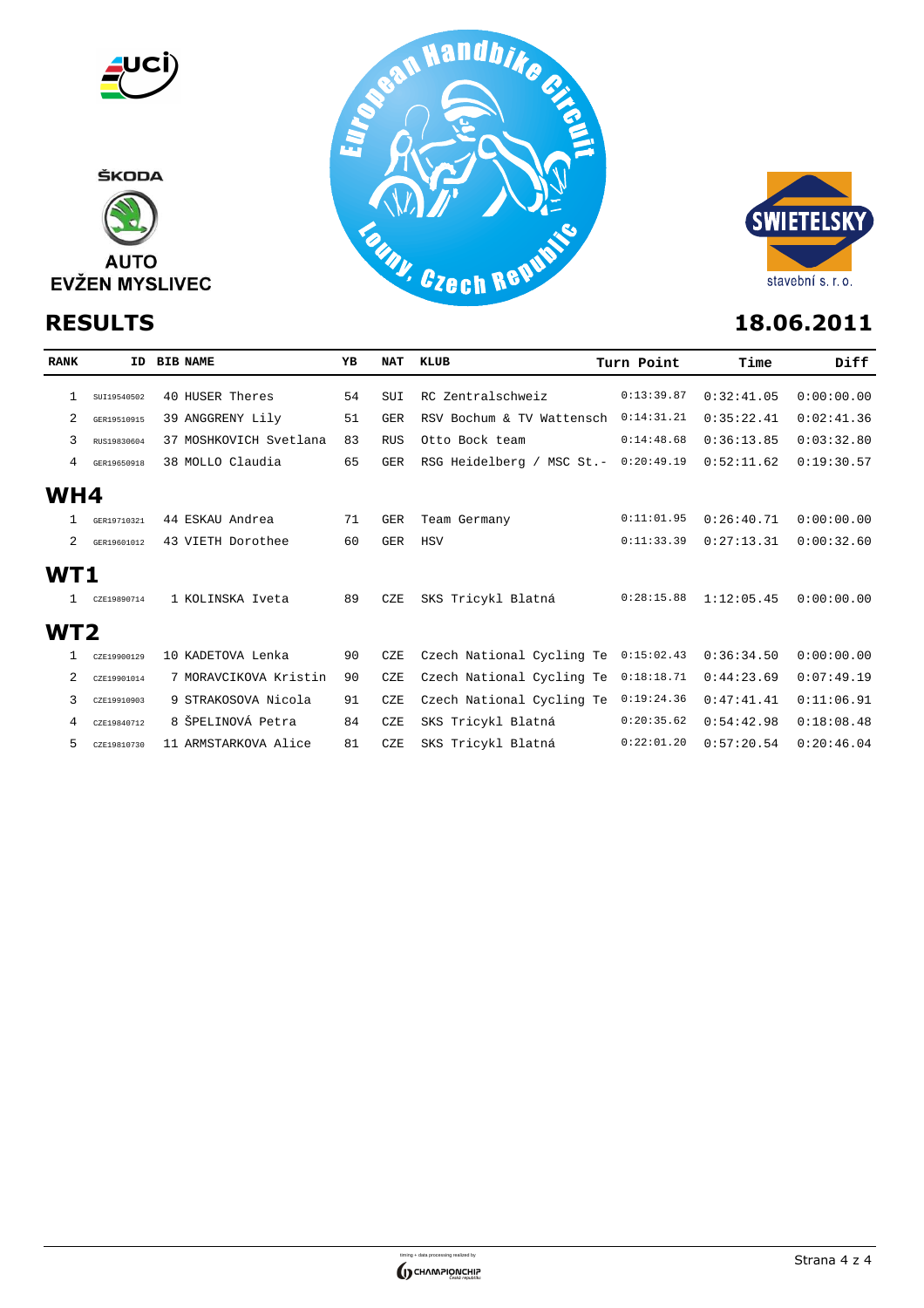European Handbike Circuit

Louny, Czech Republic

ŠKODA

AUTO
EVŽEN MYSLIVEC

SWIETELSKY
stavební s. r. o.

## RESULTS

## 18.06.2011

| RANK | ID | BIB | NAME | YB | NAT | KLUB | Turn Point | Time | Diff |
|---|---|---|---|---|---|---|---|---|---|
| 1 | SUI19540502 | 40 | HUSER Theres | 54 | SUI | RC Zentralschweiz | 0:13:39.87 | 0:32:41.05 | 0:00:00.00 |
| 2 | GER19510915 | 39 | ANGGRENY Lily | 51 | GER | RSV Bochum & TV Wattensch | 0:14:31.21 | 0:35:22.41 | 0:02:41.36 |
| 3 | RUS19830604 | 37 | MOSHKOVICH Svetlana | 83 | RUS | Otto Bock team | 0:14:48.68 | 0:36:13.85 | 0:03:32.80 |
| 4 | GER19650918 | 38 | MOLLO Claudia | 65 | GER | RSG Heidelberg / MSC St.- | 0:20:49.19 | 0:52:11.62 | 0:19:30.57 |

## WH4

| RANK | ID | BIB | NAME | YB | NAT | KLUB | Turn Point | Time | Diff |
|---|---|---|---|---|---|---|---|---|---|
| 1 | GER19710321 | 44 | ESKAU Andrea | 71 | GER | Team Germany | 0:11:01.95 | 0:26:40.71 | 0:00:00.00 |
| 2 | GER19601012 | 43 | VIETH Dorothee | 60 | GER | HSV | 0:11:33.39 | 0:27:13.31 | 0:00:32.60 |

## WT1

| RANK | ID | BIB | NAME | YB | NAT | KLUB | Turn Point | Time | Diff |
|---|---|---|---|---|---|---|---|---|---|
| 1 | CZE19890714 | 1 | KOLINSKA Iveta | 89 | CZE | SKS Tricykl Blatná | 0:28:15.88 | 1:12:05.45 | 0:00:00.00 |

## WT2

| RANK | ID | BIB | NAME | YB | NAT | KLUB | Turn Point | Time | Diff |
|---|---|---|---|---|---|---|---|---|---|
| 1 | CZE19900129 | 10 | KADETOVA Lenka | 90 | CZE | Czech National Cycling Te | 0:15:02.43 | 0:36:34.50 | 0:00:00.00 |
| 2 | CZE19901014 | 7 | MORAVCIKOVA Kristin | 90 | CZE | Czech National Cycling Te | 0:18:18.71 | 0:44:23.69 | 0:07:49.19 |
| 3 | CZE19910903 | 9 | STRAKOSOVA Nicola | 91 | CZE | Czech National Cycling Te | 0:19:24.36 | 0:47:41.41 | 0:11:06.91 |
| 4 | CZE19840712 | 8 | ŠPELINOVÁ Petra | 84 | CZE | SKS Tricykl Blatná | 0:20:35.62 | 0:54:42.98 | 0:18:08.48 |
| 5 | CZE19810730 | 11 | ARMSTARKOVA Alice | 81 | CZE | SKS Tricykl Blatná | 0:22:01.20 | 0:57:20.54 | 0:20:46.04 |

timing + data processing realized by CHAMPIONCHIP